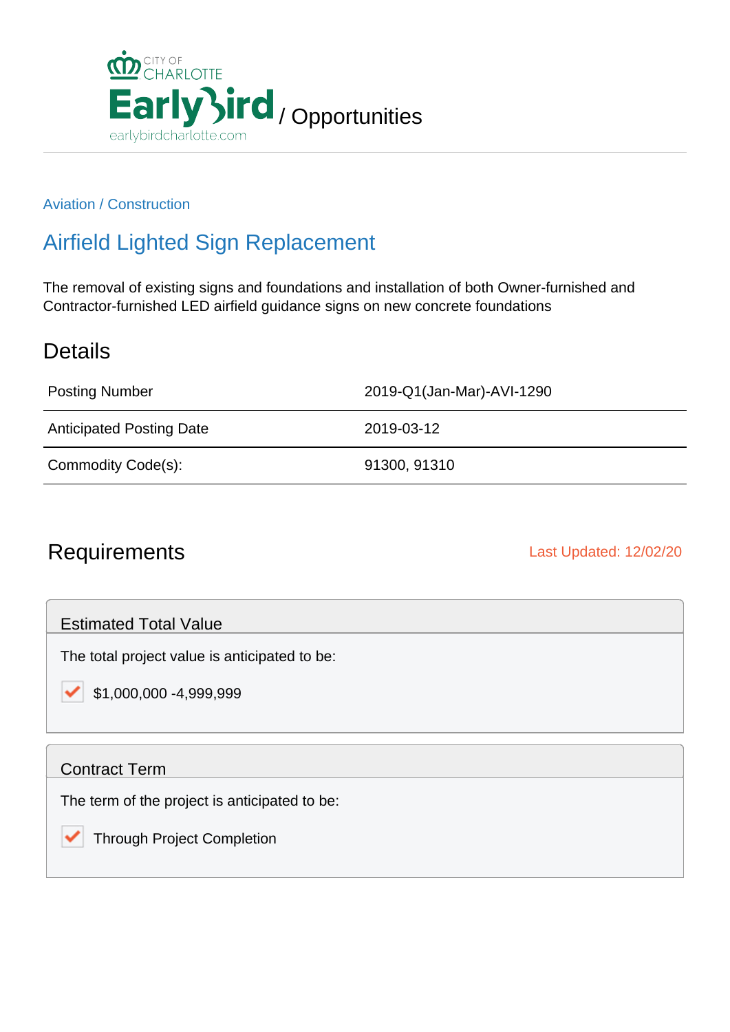CITY OF CHARLOTTE

EarlyBird / Opportunities

earlybirdcharlotte.com

Aviation / Construction

# Airfield Lighted Sign Replacement

The removal of existing signs and foundations and installation of both Owner-furnished and Contractor-furnished LED airfield guidance signs on new concrete foundations

## Details

| | |
|---|---|
| Posting Number | 2019-Q1(Jan-Mar)-AVI-1290 |
| Anticipated Posting Date | 2019-03-12 |
| Commodity Code(s): | 91300, 91310 |

## Requirements

Last Updated: 12/02/20

### Estimated Total Value

The total project value is anticipated to be:

- [x] $1,000,000 -4,999,999

### Contract Term

The term of the project is anticipated to be:

- [x] Through Project Completion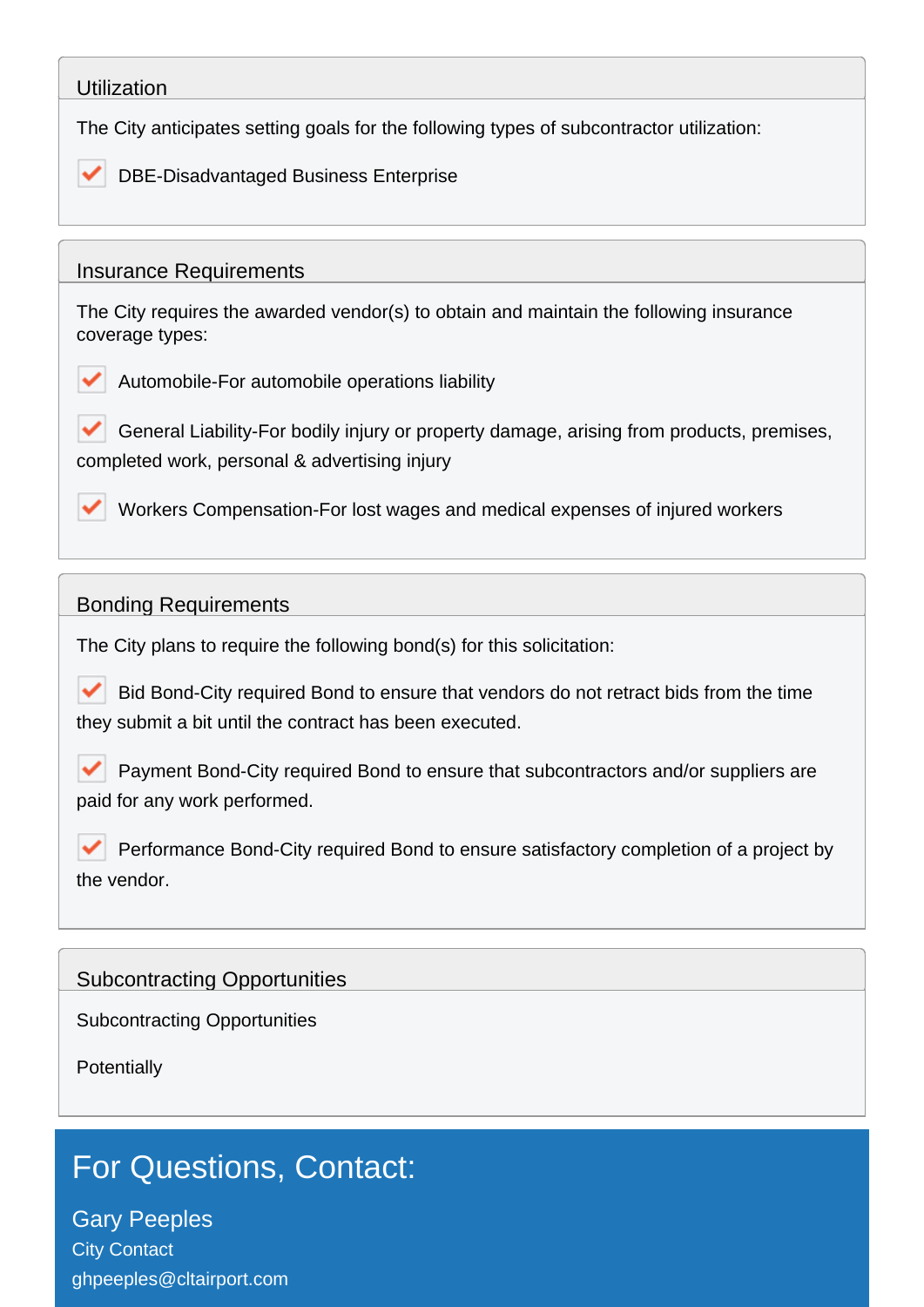## Utilization

The City anticipates setting goals for the following types of subcontractor utilization:

- [x] DBE-Disadvantaged Business Enterprise

## Insurance Requirements

The City requires the awarded vendor(s) to obtain and maintain the following insurance coverage types:

- [x] Automobile-For automobile operations liability
- [x] General Liability-For bodily injury or property damage, arising from products, premises, completed work, personal & advertising injury
- [x] Workers Compensation-For lost wages and medical expenses of injured workers

## Bonding Requirements

The City plans to require the following bond(s) for this solicitation:

- [x] Bid Bond-City required Bond to ensure that vendors do not retract bids from the time they submit a bit until the contract has been executed.
- [x] Payment Bond-City required Bond to ensure that subcontractors and/or suppliers are paid for any work performed.
- [x] Performance Bond-City required Bond to ensure satisfactory completion of a project by the vendor.

## Subcontracting Opportunities

Subcontracting Opportunities

Potentially

# For Questions, Contact:

### Gary Peeples

City Contact

ghpeeples@cltairport.com